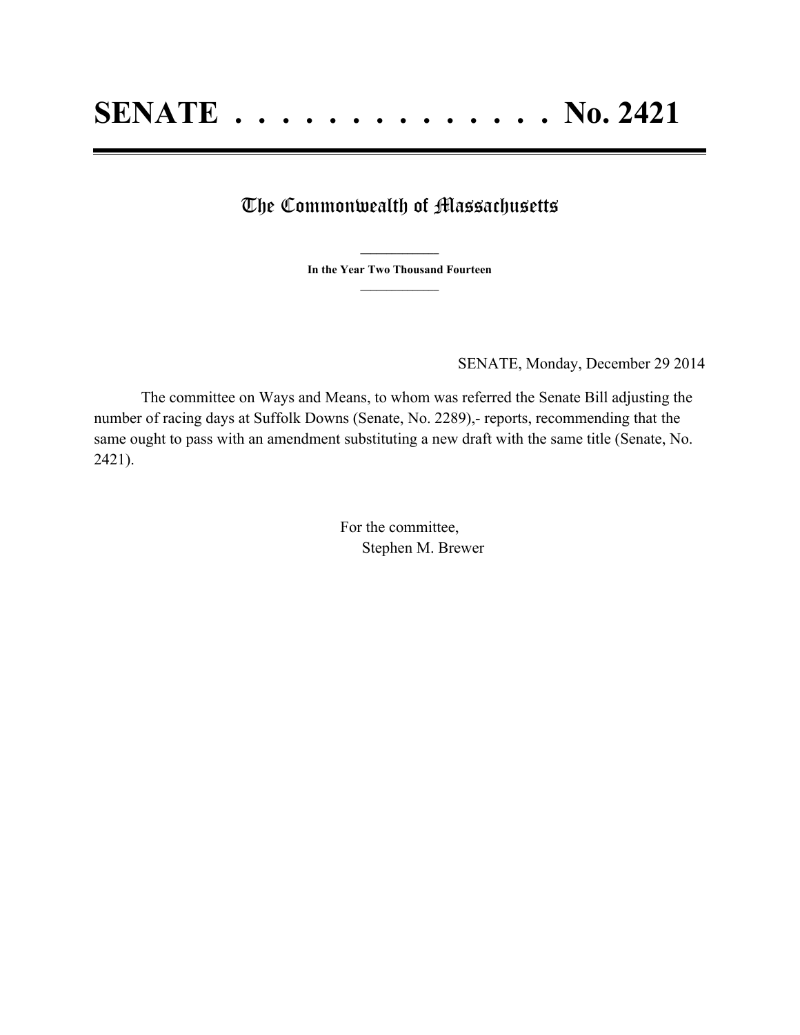# SENATE . . . . . . . . . . . . . . No. 2421

## The Commonwealth of Massachusetts

**In the Year Two Thousand Fourteen**

SENATE, Monday, December 29 2014

The committee on Ways and Means, to whom was referred the Senate Bill adjusting the number of racing days at Suffolk Downs (Senate, No. 2289),- reports, recommending that the same ought to pass with an amendment substituting a new draft with the same title (Senate, No. 2421).

For the committee,
Stephen M. Brewer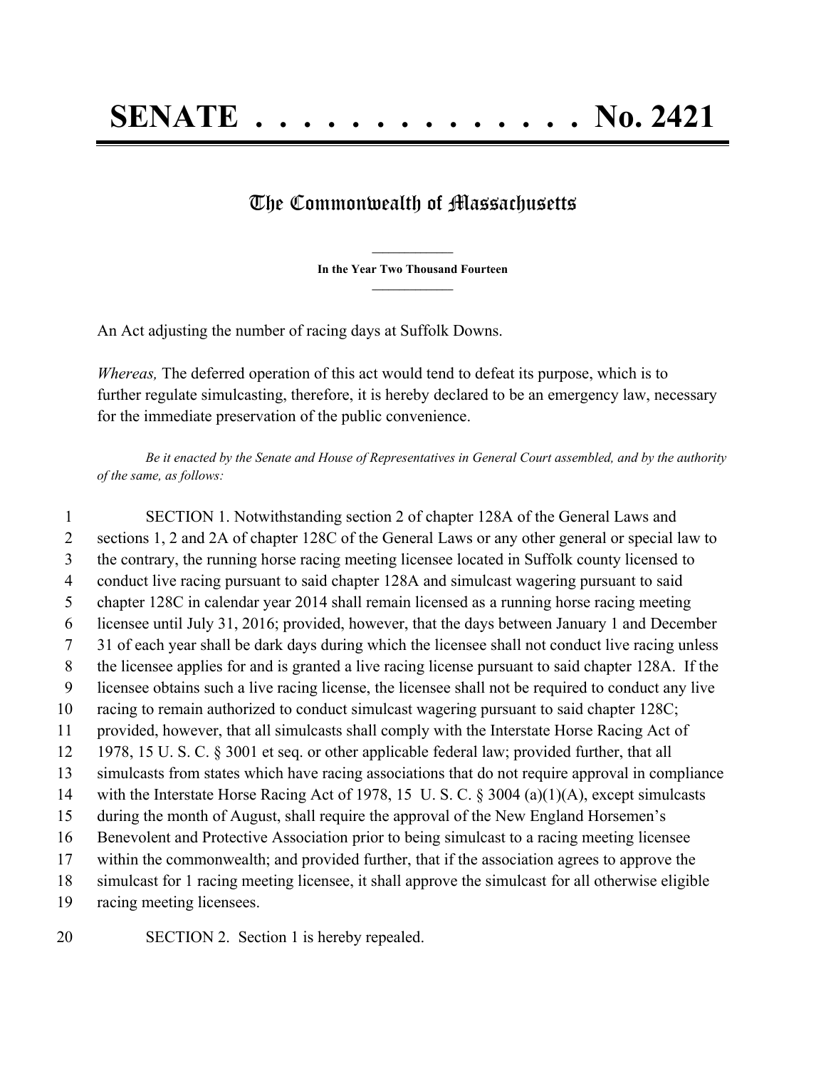# SENATE . . . . . . . . . . . . . . No. 2421

## The Commonwealth of Massachusetts

**In the Year Two Thousand Fourteen**

An Act adjusting the number of racing days at Suffolk Downs.

*Whereas,* The deferred operation of this act would tend to defeat its purpose, which is to further regulate simulcasting, therefore, it is hereby declared to be an emergency law, necessary for the immediate preservation of the public convenience.

*Be it enacted by the Senate and House of Representatives in General Court assembled, and by the authority of the same, as follows:*

SECTION 1. Notwithstanding section 2 of chapter 128A of the General Laws and sections 1, 2 and 2A of chapter 128C of the General Laws or any other general or special law to the contrary, the running horse racing meeting licensee located in Suffolk county licensed to conduct live racing pursuant to said chapter 128A and simulcast wagering pursuant to said chapter 128C in calendar year 2014 shall remain licensed as a running horse racing meeting licensee until July 31, 2016; provided, however, that the days between January 1 and December 31 of each year shall be dark days during which the licensee shall not conduct live racing unless the licensee applies for and is granted a live racing license pursuant to said chapter 128A. If the licensee obtains such a live racing license, the licensee shall not be required to conduct any live racing to remain authorized to conduct simulcast wagering pursuant to said chapter 128C; provided, however, that all simulcasts shall comply with the Interstate Horse Racing Act of 1978, 15 U. S. C. § 3001 et seq. or other applicable federal law; provided further, that all simulcasts from states which have racing associations that do not require approval in compliance with the Interstate Horse Racing Act of 1978, 15 U. S. C. § 3004 (a)(1)(A), except simulcasts during the month of August, shall require the approval of the New England Horsemen's Benevolent and Protective Association prior to being simulcast to a racing meeting licensee within the commonwealth; and provided further, that if the association agrees to approve the simulcast for 1 racing meeting licensee, it shall approve the simulcast for all otherwise eligible racing meeting licensees.

SECTION 2. Section 1 is hereby repealed.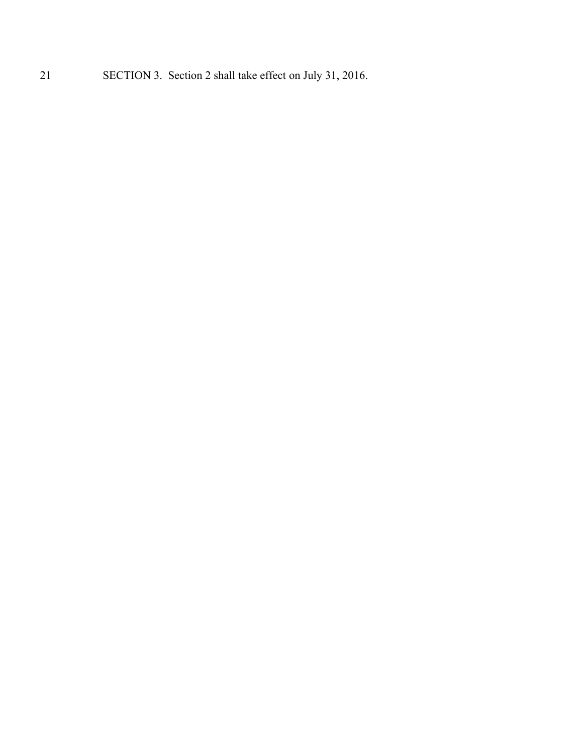SECTION 3. Section 2 shall take effect on July 31, 2016.